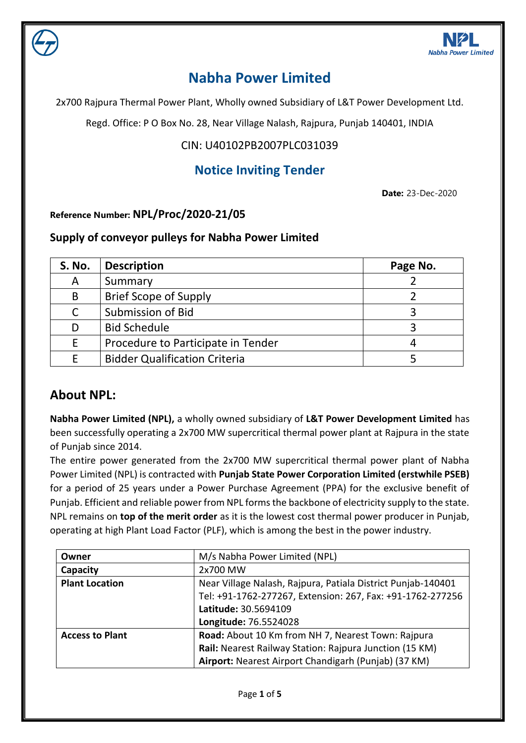# Nabha Power Limited

2x700 Rajpura Thermal Power Plant, Wholly owned Subsidiary of L&T Power Development Ltd.

Regd. Office: P O Box No. 28, Near Village Nalash, Rajpura, Punjab 140401, INDIA

CIN: U40102PB2007PLC031039

## Notice Inviting Tender

**Date:** 23-Dec-2020

**Reference Number: NPL/Proc/2020-21/05**

### Supply of conveyor pulleys for Nabha Power Limited

| S. No. | Description | Page No. |
|---|---|---|
| A | Summary | 2 |
| B | Brief Scope of Supply | 2 |
| C | Submission of Bid | 3 |
| D | Bid Schedule | 3 |
| E | Procedure to Participate in Tender | 4 |
| E | Bidder Qualification Criteria | 5 |

## About NPL:

**Nabha Power Limited (NPL),** a wholly owned subsidiary of **L&T Power Development Limited** has been successfully operating a 2x700 MW supercritical thermal power plant at Rajpura in the state of Punjab since 2014.

The entire power generated from the 2x700 MW supercritical thermal power plant of Nabha Power Limited (NPL) is contracted with **Punjab State Power Corporation Limited (erstwhile PSEB)** for a period of 25 years under a Power Purchase Agreement (PPA) for the exclusive benefit of Punjab. Efficient and reliable power from NPL forms the backbone of electricity supply to the state. NPL remains on **top of the merit order** as it is the lowest cost thermal power producer in Punjab, operating at high Plant Load Factor (PLF), which is among the best in the power industry.

| | |
|---|---|
| **Owner** | M/s Nabha Power Limited (NPL) |
| **Capacity** | 2x700 MW |
| **Plant Location** | Near Village Nalash, Rajpura, Patiala District Punjab-140401<br>Tel: +91-1762-277267, Extension: 267, Fax: +91-1762-277256<br>**Latitude:** 30.5694109<br>**Longitude:** 76.5524028 |
| **Access to Plant** | **Road:** About 10 Km from NH 7, Nearest Town: Rajpura<br>**Rail:** Nearest Railway Station: Rajpura Junction (15 KM)<br>**Airport:** Nearest Airport Chandigarh (Punjab) (37 KM) |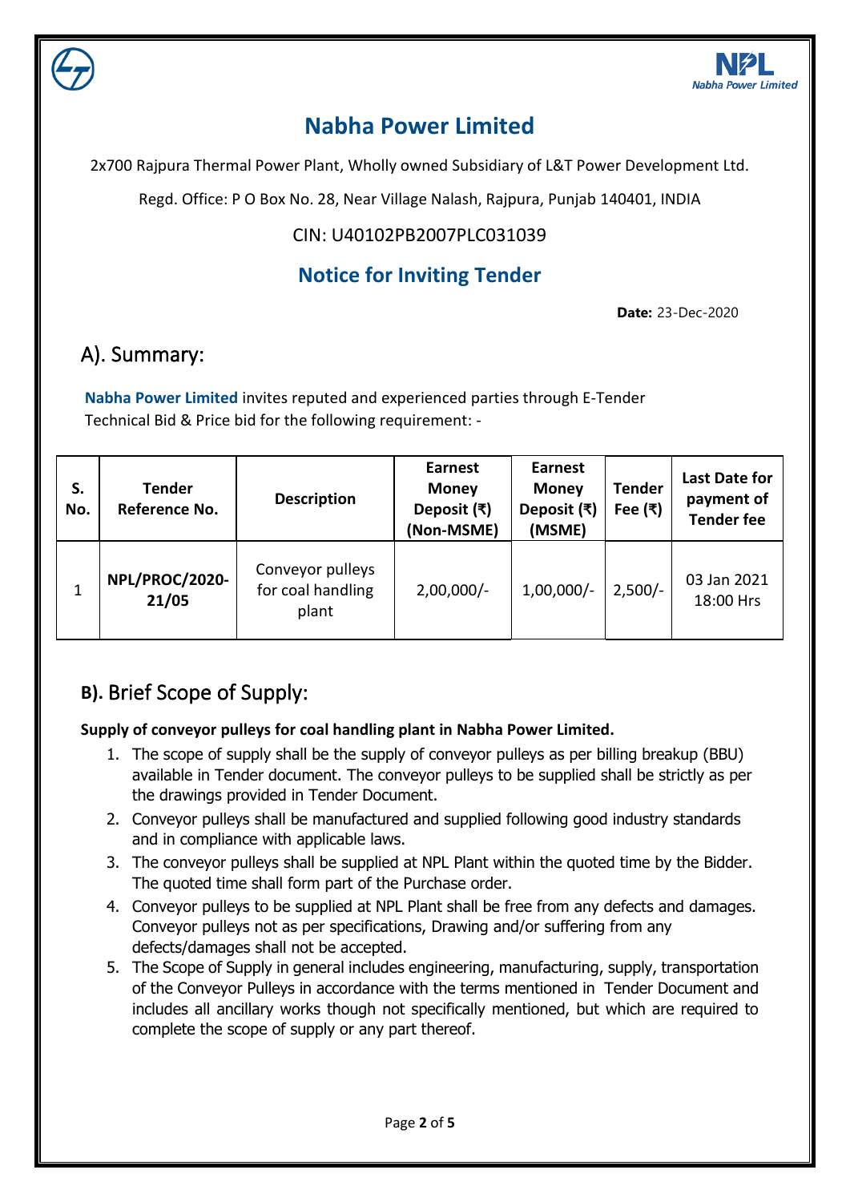# Nabha Power Limited

2x700 Rajpura Thermal Power Plant, Wholly owned Subsidiary of L&T Power Development Ltd.

Regd. Office: P O Box No. 28, Near Village Nalash, Rajpura, Punjab 140401, INDIA

CIN: U40102PB2007PLC031039

## Notice for Inviting Tender

**Date:** 23-Dec-2020

## A). Summary:

**Nabha Power Limited** invites reputed and experienced parties through E-Tender Technical Bid & Price bid for the following requirement: -

| S. No. | Tender Reference No. | Description | Earnest Money Deposit (₹) (Non-MSME) | Earnest Money Deposit (₹) (MSME) | Tender Fee (₹) | Last Date for payment of Tender fee |
|---|---|---|---|---|---|---|
| 1 | **NPL/PROC/2020-21/05** | Conveyor pulleys for coal handling plant | 2,00,000/- | 1,00,000/- | 2,500/- | 03 Jan 2021 18:00 Hrs |

## B). Brief Scope of Supply:

**Supply of conveyor pulleys for coal handling plant in Nabha Power Limited.**

1. The scope of supply shall be the supply of conveyor pulleys as per billing breakup (BBU) available in Tender document. The conveyor pulleys to be supplied shall be strictly as per the drawings provided in Tender Document.
2. Conveyor pulleys shall be manufactured and supplied following good industry standards and in compliance with applicable laws.
3. The conveyor pulleys shall be supplied at NPL Plant within the quoted time by the Bidder. The quoted time shall form part of the Purchase order.
4. Conveyor pulleys to be supplied at NPL Plant shall be free from any defects and damages. Conveyor pulleys not as per specifications, Drawing and/or suffering from any defects/damages shall not be accepted.
5. The Scope of Supply in general includes engineering, manufacturing, supply, transportation of the Conveyor Pulleys in accordance with the terms mentioned in Tender Document and includes all ancillary works though not specifically mentioned, but which are required to complete the scope of supply or any part thereof.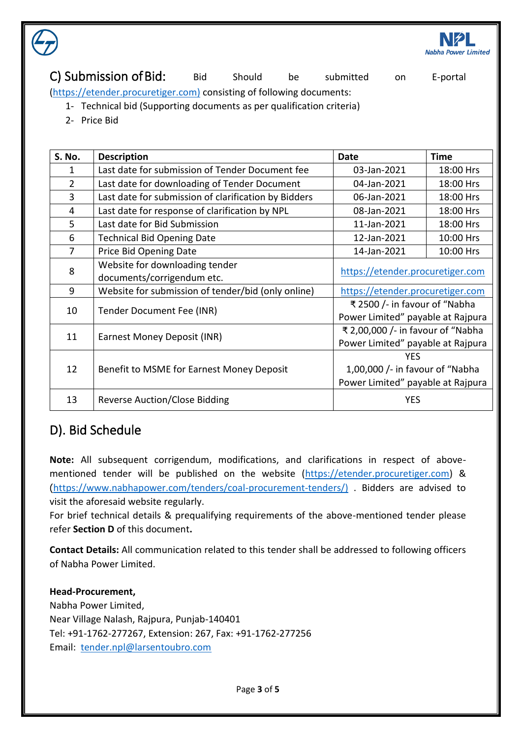## C) Submission of Bid:

Bid Should be submitted on E-portal (https://etender.procuretiger.com) consisting of following documents:

1- Technical bid (Supporting documents as per qualification criteria)
2- Price Bid

| S. No. | Description | Date | Time |
|---|---|---|---|
| 1 | Last date for submission of Tender Document fee | 03-Jan-2021 | 18:00 Hrs |
| 2 | Last date for downloading of Tender Document | 04-Jan-2021 | 18:00 Hrs |
| 3 | Last date for submission of clarification by Bidders | 06-Jan-2021 | 18:00 Hrs |
| 4 | Last date for response of clarification by NPL | 08-Jan-2021 | 18:00 Hrs |
| 5 | Last date for Bid Submission | 11-Jan-2021 | 18:00 Hrs |
| 6 | Technical Bid Opening Date | 12-Jan-2021 | 10:00 Hrs |
| 7 | Price Bid Opening Date | 14-Jan-2021 | 10:00 Hrs |
| 8 | Website for downloading tender documents/corrigendum etc. | https://etender.procuretiger.com | |
| 9 | Website for submission of tender/bid (only online) | https://etender.procuretiger.com | |
| 10 | Tender Document Fee (INR) | ₹ 2500 /- in favour of "Nabha Power Limited" payable at Rajpura | |
| 11 | Earnest Money Deposit (INR) | ₹ 2,00,000 /- in favour of "Nabha Power Limited" payable at Rajpura | |
| 12 | Benefit to MSME for Earnest Money Deposit | YES 1,00,000 /- in favour of "Nabha Power Limited" payable at Rajpura | |
| 13 | Reverse Auction/Close Bidding | YES | |

## D). Bid Schedule

**Note:** All subsequent corrigendum, modifications, and clarifications in respect of above-mentioned tender will be published on the website (https://etender.procuretiger.com) & (https://www.nabhapower.com/tenders/coal-procurement-tenders/) . Bidders are advised to visit the aforesaid website regularly.

For brief technical details & prequalifying requirements of the above-mentioned tender please refer **Section D** of this document**.**

**Contact Details:** All communication related to this tender shall be addressed to following officers of Nabha Power Limited.

**Head-Procurement,**
Nabha Power Limited,
Near Village Nalash, Rajpura, Punjab-140401
Tel: +91-1762-277267, Extension: 267, Fax: +91-1762-277256
Email: tender.npl@larsentoubro.com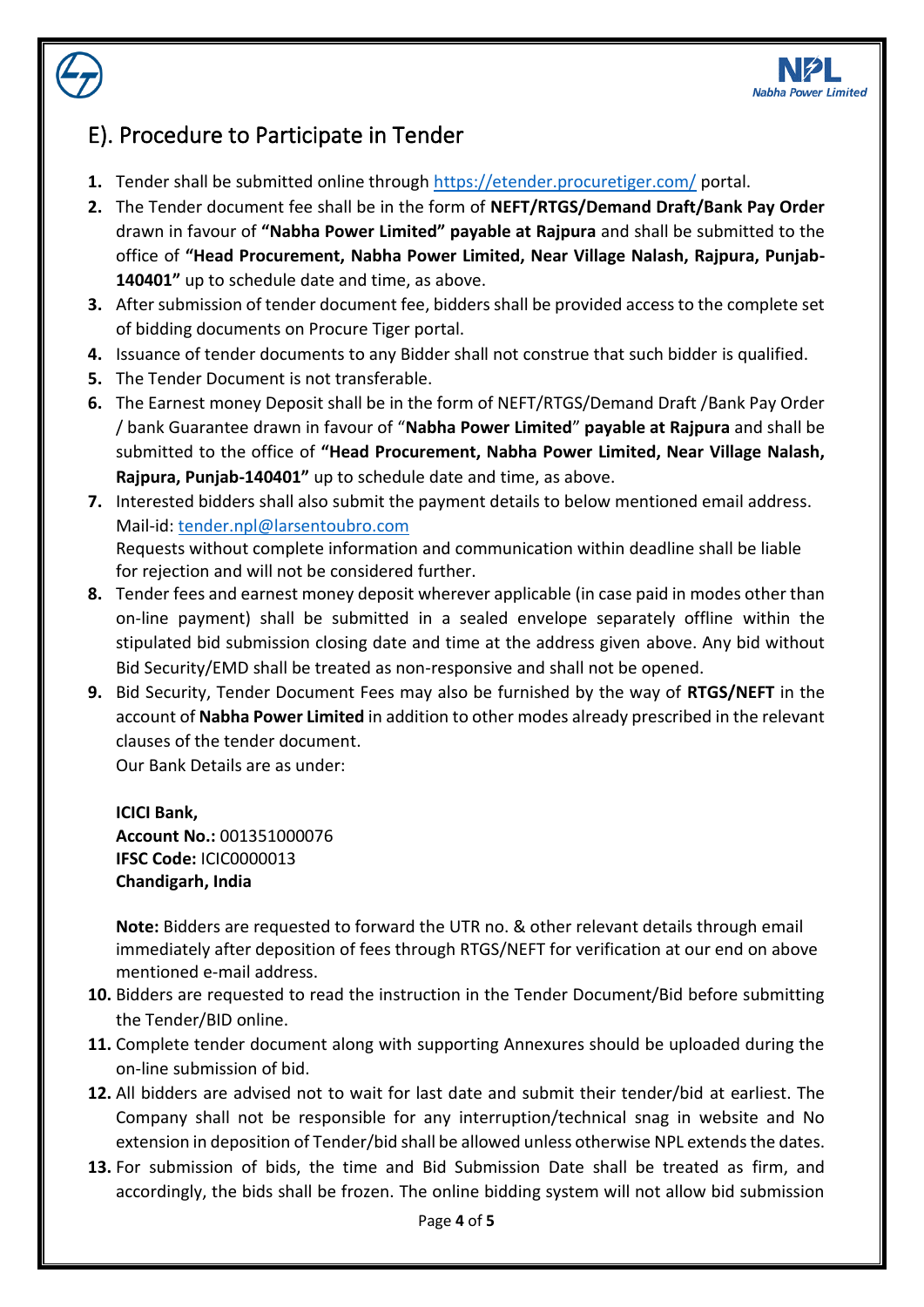## E). Procedure to Participate in Tender

1. Tender shall be submitted online through https://etender.procuretiger.com/ portal.
2. The Tender document fee shall be in the form of **NEFT/RTGS/Demand Draft/Bank Pay Order** drawn in favour of **"Nabha Power Limited" payable at Rajpura** and shall be submitted to the office of **"Head Procurement, Nabha Power Limited, Near Village Nalash, Rajpura, Punjab-140401"** up to schedule date and time, as above.
3. After submission of tender document fee, bidders shall be provided access to the complete set of bidding documents on Procure Tiger portal.
4. Issuance of tender documents to any Bidder shall not construe that such bidder is qualified.
5. The Tender Document is not transferable.
6. The Earnest money Deposit shall be in the form of NEFT/RTGS/Demand Draft /Bank Pay Order / bank Guarantee drawn in favour of "**Nabha Power Limited**" **payable at Rajpura** and shall be submitted to the office of **"Head Procurement, Nabha Power Limited, Near Village Nalash, Rajpura, Punjab-140401"** up to schedule date and time, as above.
7. Interested bidders shall also submit the payment details to below mentioned email address. Mail-id: tender.npl@larsentoubro.com
   Requests without complete information and communication within deadline shall be liable for rejection and will not be considered further.
8. Tender fees and earnest money deposit wherever applicable (in case paid in modes other than on-line payment) shall be submitted in a sealed envelope separately offline within the stipulated bid submission closing date and time at the address given above. Any bid without Bid Security/EMD shall be treated as non-responsive and shall not be opened.
9. Bid Security, Tender Document Fees may also be furnished by the way of **RTGS/NEFT** in the account of **Nabha Power Limited** in addition to other modes already prescribed in the relevant clauses of the tender document.
   Our Bank Details are as under:

   **ICICI Bank,**
   **Account No.:** 001351000076
   **IFSC Code:** ICIC0000013
   **Chandigarh, India**

   **Note:** Bidders are requested to forward the UTR no. & other relevant details through email immediately after deposition of fees through RTGS/NEFT for verification at our end on above mentioned e-mail address.
10. Bidders are requested to read the instruction in the Tender Document/Bid before submitting the Tender/BID online.
11. Complete tender document along with supporting Annexures should be uploaded during the on-line submission of bid.
12. All bidders are advised not to wait for last date and submit their tender/bid at earliest. The Company shall not be responsible for any interruption/technical snag in website and No extension in deposition of Tender/bid shall be allowed unless otherwise NPL extends the dates.
13. For submission of bids, the time and Bid Submission Date shall be treated as firm, and accordingly, the bids shall be frozen. The online bidding system will not allow bid submission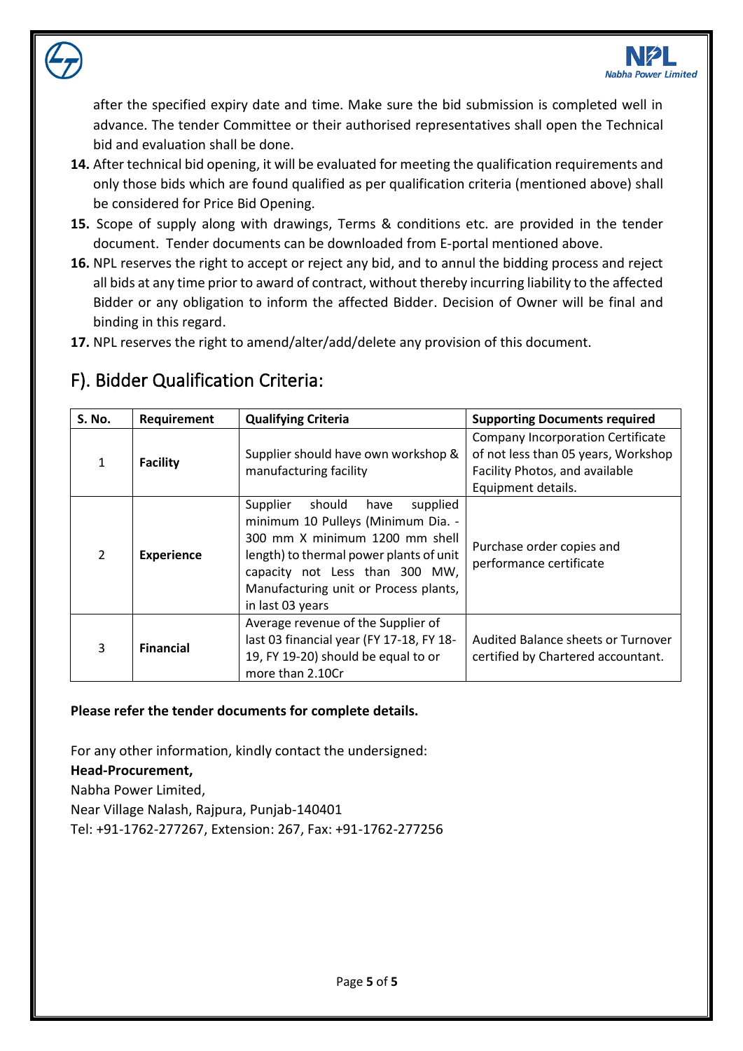after the specified expiry date and time. Make sure the bid submission is completed well in advance. The tender Committee or their authorised representatives shall open the Technical bid and evaluation shall be done.

14. After technical bid opening, it will be evaluated for meeting the qualification requirements and only those bids which are found qualified as per qualification criteria (mentioned above) shall be considered for Price Bid Opening.
15. Scope of supply along with drawings, Terms & conditions etc. are provided in the tender document. Tender documents can be downloaded from E-portal mentioned above.
16. NPL reserves the right to accept or reject any bid, and to annul the bidding process and reject all bids at any time prior to award of contract, without thereby incurring liability to the affected Bidder or any obligation to inform the affected Bidder. Decision of Owner will be final and binding in this regard.
17. NPL reserves the right to amend/alter/add/delete any provision of this document.

## F). Bidder Qualification Criteria:

| S. No. | Requirement | Qualifying Criteria | Supporting Documents required |
|---|---|---|---|
| 1 | **Facility** | Supplier should have own workshop & manufacturing facility | Company Incorporation Certificate of not less than 05 years, Workshop Facility Photos, and available Equipment details. |
| 2 | **Experience** | Supplier should have supplied minimum 10 Pulleys (Minimum Dia. - 300 mm X minimum 1200 mm shell length) to thermal power plants of unit capacity not Less than 300 MW, Manufacturing unit or Process plants, in last 03 years | Purchase order copies and performance certificate |
| 3 | **Financial** | Average revenue of the Supplier of last 03 financial year (FY 17-18, FY 18-19, FY 19-20) should be equal to or more than 2.10Cr | Audited Balance sheets or Turnover certified by Chartered accountant. |

**Please refer the tender documents for complete details.**

For any other information, kindly contact the undersigned:

**Head-Procurement,**
Nabha Power Limited,
Near Village Nalash, Rajpura, Punjab-140401
Tel: +91-1762-277267, Extension: 267, Fax: +91-1762-277256